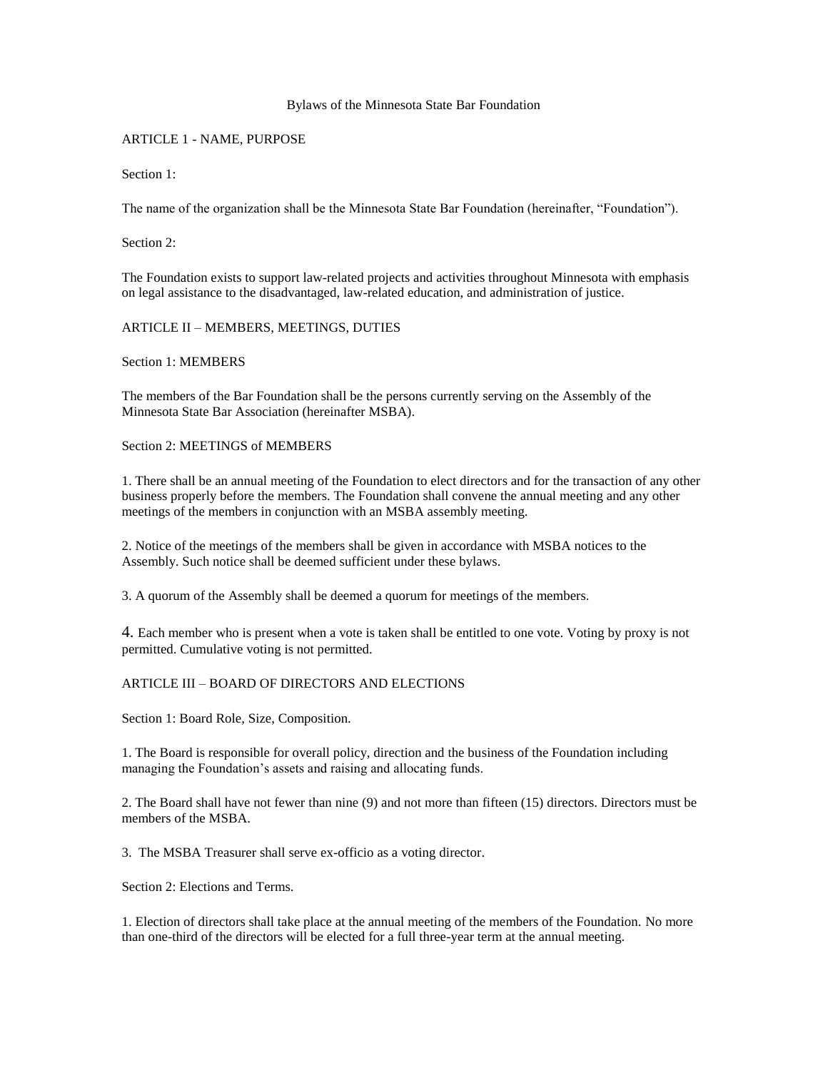# Bylaws of the Minnesota State Bar Foundation

## ARTICLE 1 - NAME, PURPOSE

Section 1:

The name of the organization shall be the Minnesota State Bar Foundation (hereinafter, "Foundation").

Section 2:

The Foundation exists to support law-related projects and activities throughout Minnesota with emphasis on legal assistance to the disadvantaged, law-related education, and administration of justice.

## ARTICLE II – MEMBERS, MEETINGS, DUTIES

Section 1: MEMBERS

The members of the Bar Foundation shall be the persons currently serving on the Assembly of the Minnesota State Bar Association (hereinafter MSBA).

Section 2: MEETINGS of MEMBERS

1. There shall be an annual meeting of the Foundation to elect directors and for the transaction of any other business properly before the members. The Foundation shall convene the annual meeting and any other meetings of the members in conjunction with an MSBA assembly meeting.

2. Notice of the meetings of the members shall be given in accordance with MSBA notices to the Assembly. Such notice shall be deemed sufficient under these bylaws.

3. A quorum of the Assembly shall be deemed a quorum for meetings of the members.

4. Each member who is present when a vote is taken shall be entitled to one vote. Voting by proxy is not permitted. Cumulative voting is not permitted.

## ARTICLE III – BOARD OF DIRECTORS AND ELECTIONS

Section 1: Board Role, Size, Composition.

1. The Board is responsible for overall policy, direction and the business of the Foundation including managing the Foundation's assets and raising and allocating funds.

2. The Board shall have not fewer than nine (9) and not more than fifteen (15) directors. Directors must be members of the MSBA.

3. The MSBA Treasurer shall serve ex-officio as a voting director.

Section 2: Elections and Terms.

1. Election of directors shall take place at the annual meeting of the members of the Foundation. No more than one-third of the directors will be elected for a full three-year term at the annual meeting.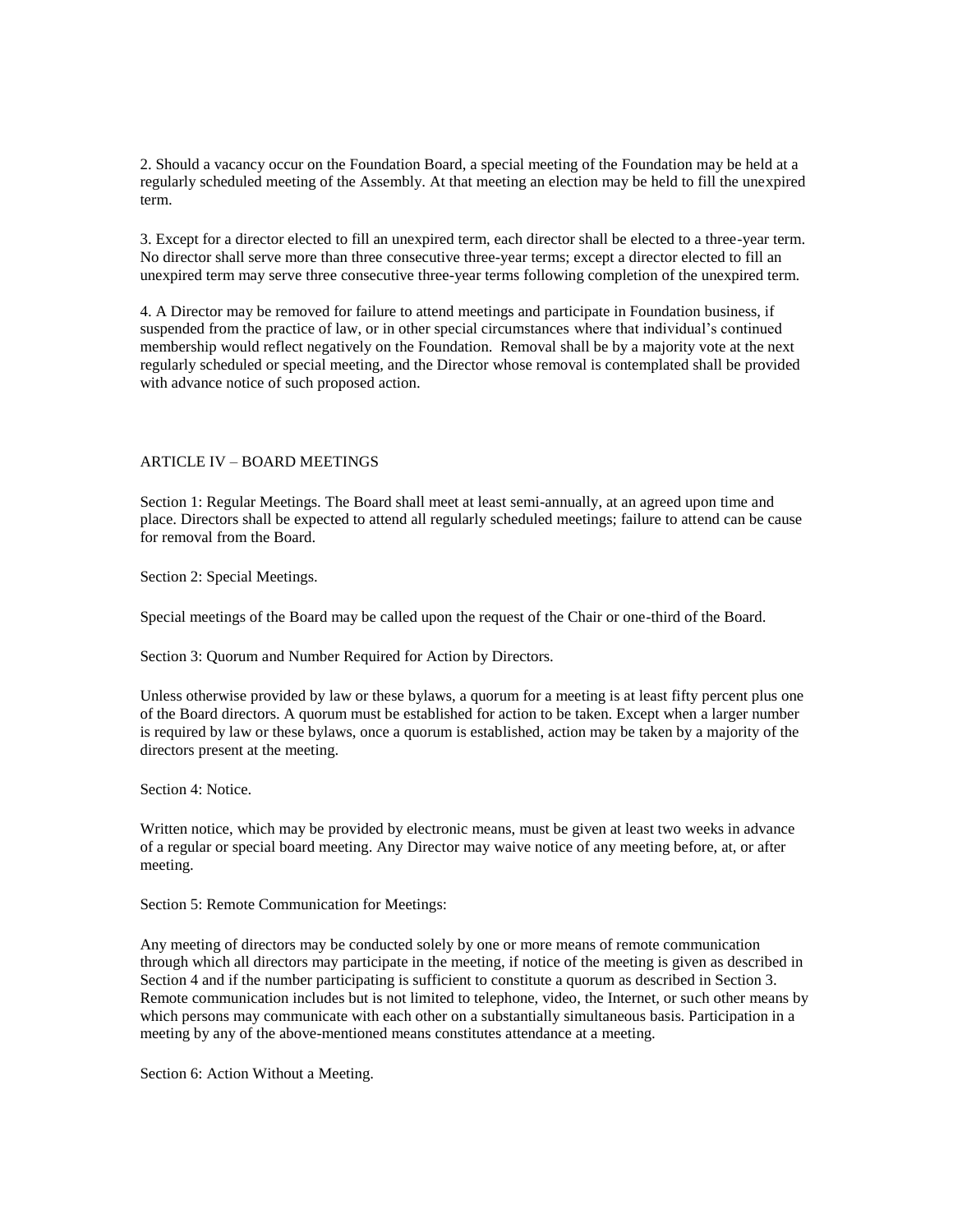2. Should a vacancy occur on the Foundation Board, a special meeting of the Foundation may be held at a regularly scheduled meeting of the Assembly. At that meeting an election may be held to fill the unexpired term.

3. Except for a director elected to fill an unexpired term, each director shall be elected to a three-year term. No director shall serve more than three consecutive three-year terms; except a director elected to fill an unexpired term may serve three consecutive three-year terms following completion of the unexpired term.

4. A Director may be removed for failure to attend meetings and participate in Foundation business, if suspended from the practice of law, or in other special circumstances where that individual's continued membership would reflect negatively on the Foundation. Removal shall be by a majority vote at the next regularly scheduled or special meeting, and the Director whose removal is contemplated shall be provided with advance notice of such proposed action.

## ARTICLE IV – BOARD MEETINGS

Section 1: Regular Meetings. The Board shall meet at least semi-annually, at an agreed upon time and place. Directors shall be expected to attend all regularly scheduled meetings; failure to attend can be cause for removal from the Board.

Section 2: Special Meetings.

Special meetings of the Board may be called upon the request of the Chair or one-third of the Board.

Section 3: Quorum and Number Required for Action by Directors.

Unless otherwise provided by law or these bylaws, a quorum for a meeting is at least fifty percent plus one of the Board directors. A quorum must be established for action to be taken. Except when a larger number is required by law or these bylaws, once a quorum is established, action may be taken by a majority of the directors present at the meeting.

Section 4: Notice.

Written notice, which may be provided by electronic means, must be given at least two weeks in advance of a regular or special board meeting. Any Director may waive notice of any meeting before, at, or after meeting.

Section 5: Remote Communication for Meetings:

Any meeting of directors may be conducted solely by one or more means of remote communication through which all directors may participate in the meeting, if notice of the meeting is given as described in Section 4 and if the number participating is sufficient to constitute a quorum as described in Section 3. Remote communication includes but is not limited to telephone, video, the Internet, or such other means by which persons may communicate with each other on a substantially simultaneous basis. Participation in a meeting by any of the above-mentioned means constitutes attendance at a meeting.

Section 6: Action Without a Meeting.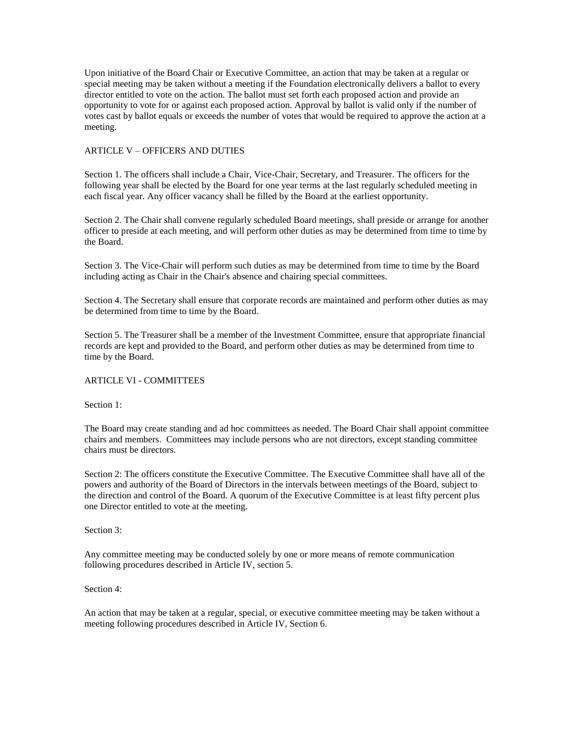Upon initiative of the Board Chair or Executive Committee, an action that may be taken at a regular or special meeting may be taken without a meeting if the Foundation electronically delivers a ballot to every director entitled to vote on the action. The ballot must set forth each proposed action and provide an opportunity to vote for or against each proposed action. Approval by ballot is valid only if the number of votes cast by ballot equals or exceeds the number of votes that would be required to approve the action at a meeting.

## ARTICLE V – OFFICERS AND DUTIES

Section 1. The officers shall include a Chair, Vice-Chair, Secretary, and Treasurer. The officers for the following year shall be elected by the Board for one year terms at the last regularly scheduled meeting in each fiscal year. Any officer vacancy shall be filled by the Board at the earliest opportunity.

Section 2. The Chair shall convene regularly scheduled Board meetings, shall preside or arrange for another officer to preside at each meeting, and will perform other duties as may be determined from time to time by the Board.

Section 3. The Vice-Chair will perform such duties as may be determined from time to time by the Board including acting as Chair in the Chair's absence and chairing special committees.

Section 4. The Secretary shall ensure that corporate records are maintained and perform other duties as may be determined from time to time by the Board.

Section 5. The Treasurer shall be a member of the Investment Committee, ensure that appropriate financial records are kept and provided to the Board, and perform other duties as may be determined from time to time by the Board.

## ARTICLE VI - COMMITTEES

Section 1:

The Board may create standing and ad hoc committees as needed. The Board Chair shall appoint committee chairs and members. Committees may include persons who are not directors, except standing committee chairs must be directors.

Section 2: The officers constitute the Executive Committee. The Executive Committee shall have all of the powers and authority of the Board of Directors in the intervals between meetings of the Board, subject to the direction and control of the Board. A quorum of the Executive Committee is at least fifty percent plus one Director entitled to vote at the meeting.

Section 3:

Any committee meeting may be conducted solely by one or more means of remote communication following procedures described in Article IV, section 5.

Section 4:

An action that may be taken at a regular, special, or executive committee meeting may be taken without a meeting following procedures described in Article IV, Section 6.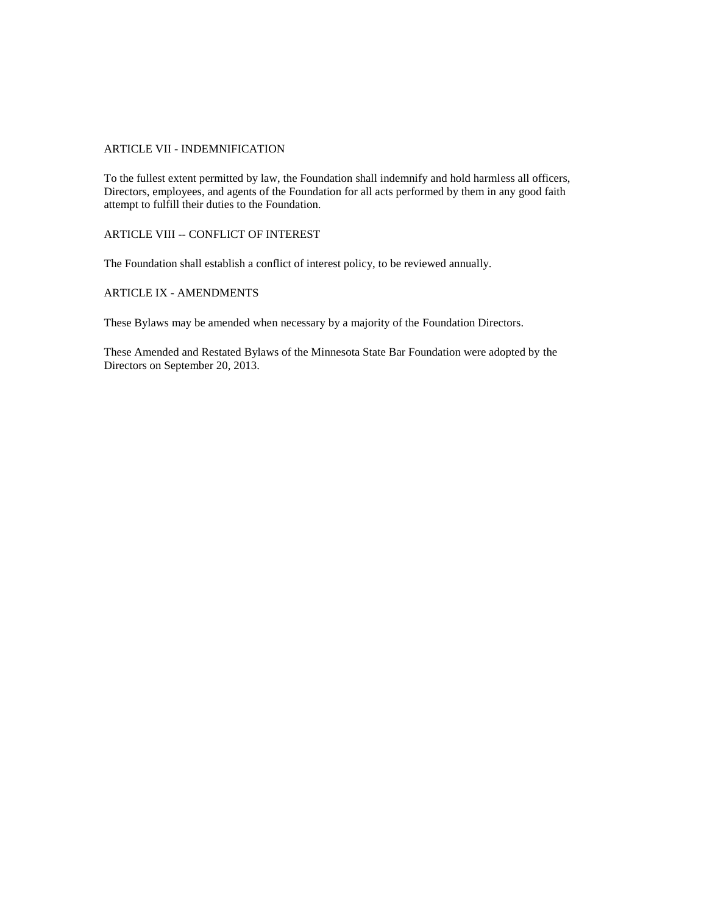## ARTICLE VII - INDEMNIFICATION

To the fullest extent permitted by law, the Foundation shall indemnify and hold harmless all officers, Directors, employees, and agents of the Foundation for all acts performed by them in any good faith attempt to fulfill their duties to the Foundation.

## ARTICLE VIII -- CONFLICT OF INTEREST

The Foundation shall establish a conflict of interest policy, to be reviewed annually.

## ARTICLE IX - AMENDMENTS

These Bylaws may be amended when necessary by a majority of the Foundation Directors.

These Amended and Restated Bylaws of the Minnesota State Bar Foundation were adopted by the Directors on September 20, 2013.